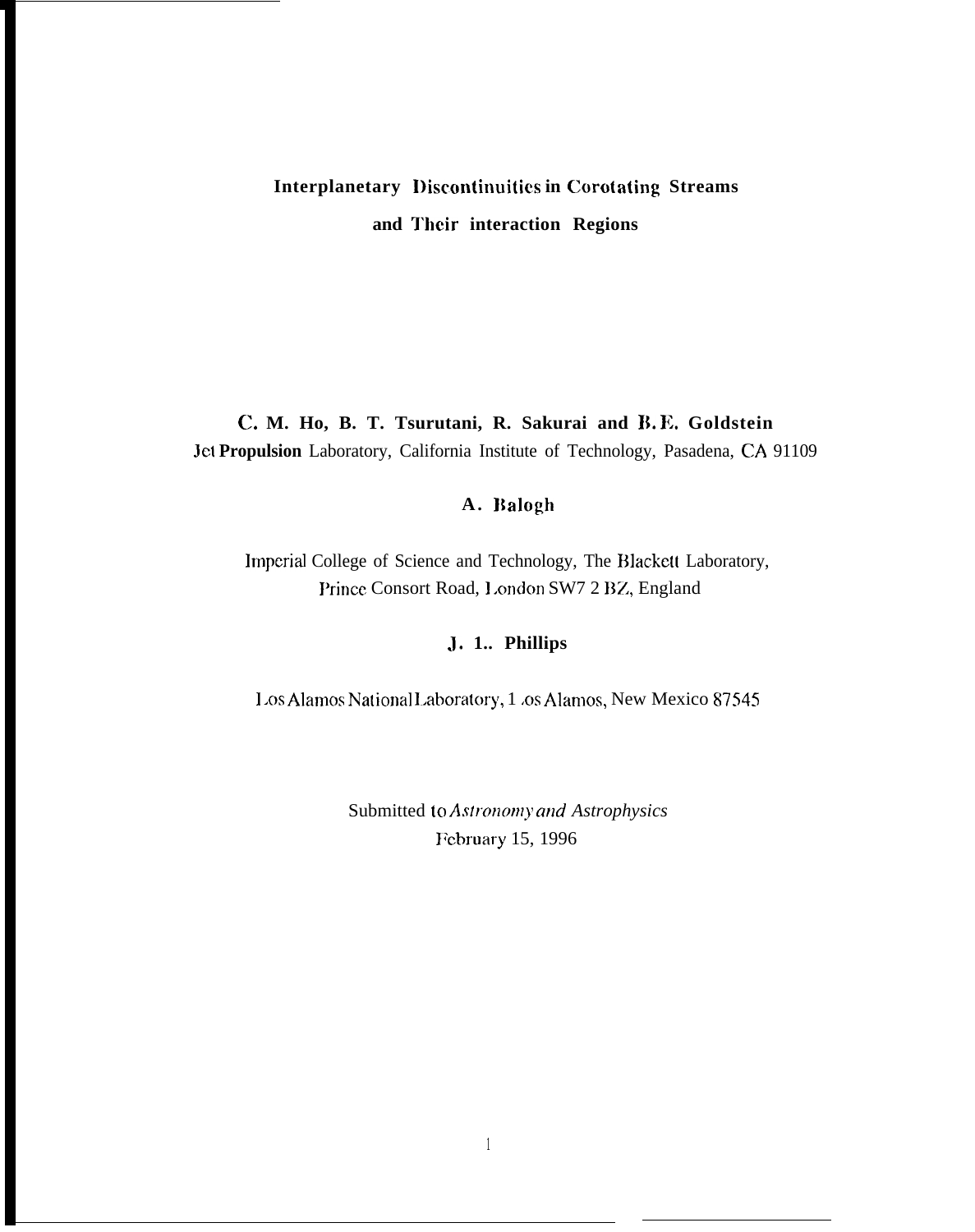# Interplanetary Discontinuities in Corotating Streams and Their interaction Regions

**C. M. Ho, B. T. Tsurutani, R. Sakurai and B. E. Goldstein**

Jet **Propulsion** Laboratory, California Institute of Technology, Pasadena, CA 91109

**A. Balogh**

Imperial College of Science and Technology, The Blackett Laboratory,
Prince Consort Road, London SW7 2 BZ, England

**J. 1.. Phillips**

Los Alamos National Laboratory, 1 .os Alamos, New Mexico 87545

Submitted to *Astronomy and Astrophysics*
February 15, 1996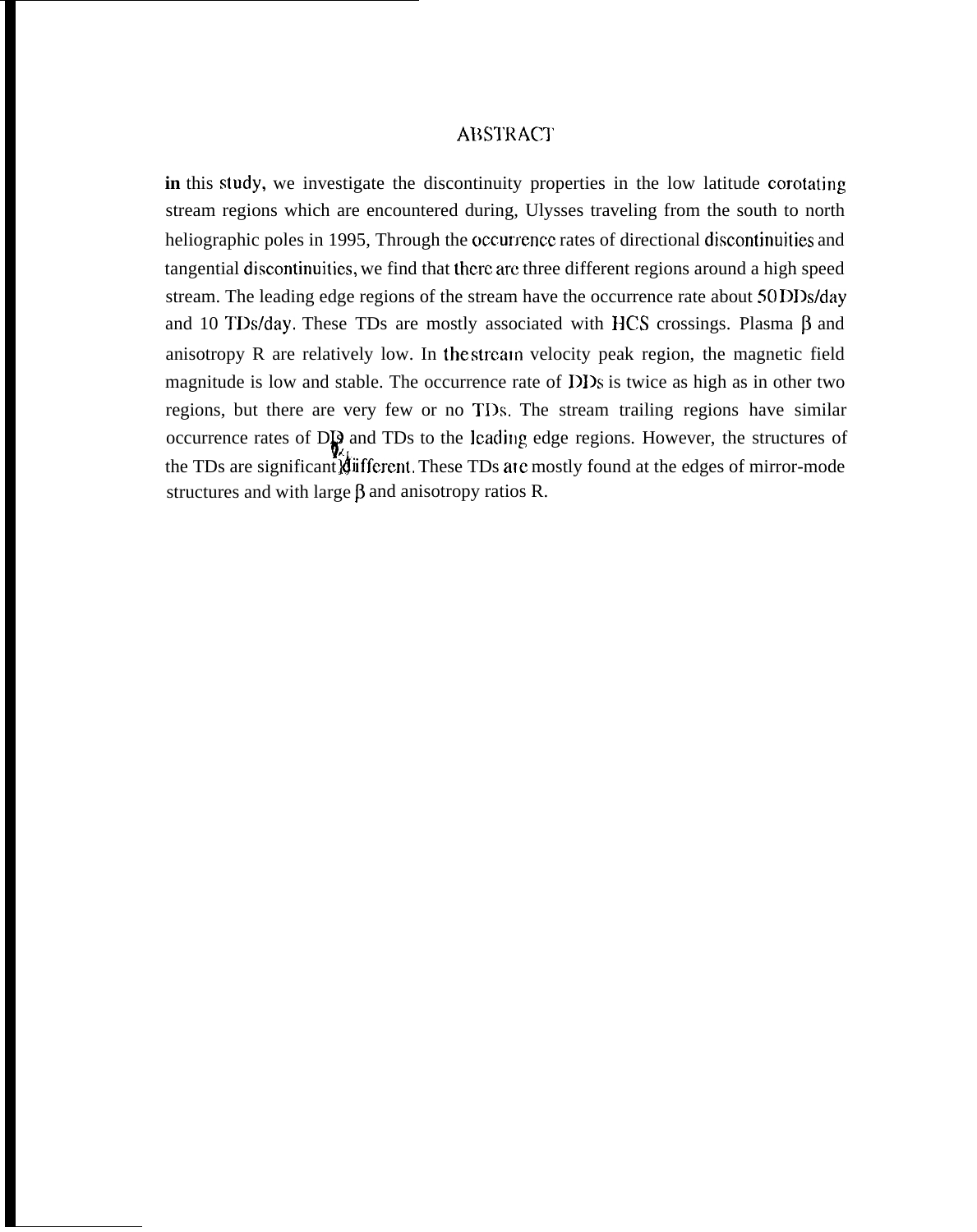# ABSTRACT

**in** this study, we investigate the discontinuity properties in the low latitude corotating stream regions which are encountered during, Ulysses traveling from the south to north heliographic poles in 1995, Through the occurrence rates of directional discontinuities and tangential discontinuities, we find that there are three different regions around a high speed stream. The leading edge regions of the stream have the occurrence rate about 50 DDs/day and 10 TDs/day. These TDs are mostly associated with HCS crossings. Plasma $\beta$ and anisotropy R are relatively low. In the stream velocity peak region, the magnetic field magnitude is low and stable. The occurrence rate of DDs is twice as high as in other two regions, but there are very few or no TDs. The stream trailing regions have similar occurrence rates of DDs and TDs to the leading edge regions. However, the structures of the TDs are significantly different. These TDs are mostly found at the edges of mirror-mode structures and with large $\beta$ and anisotropy ratios R.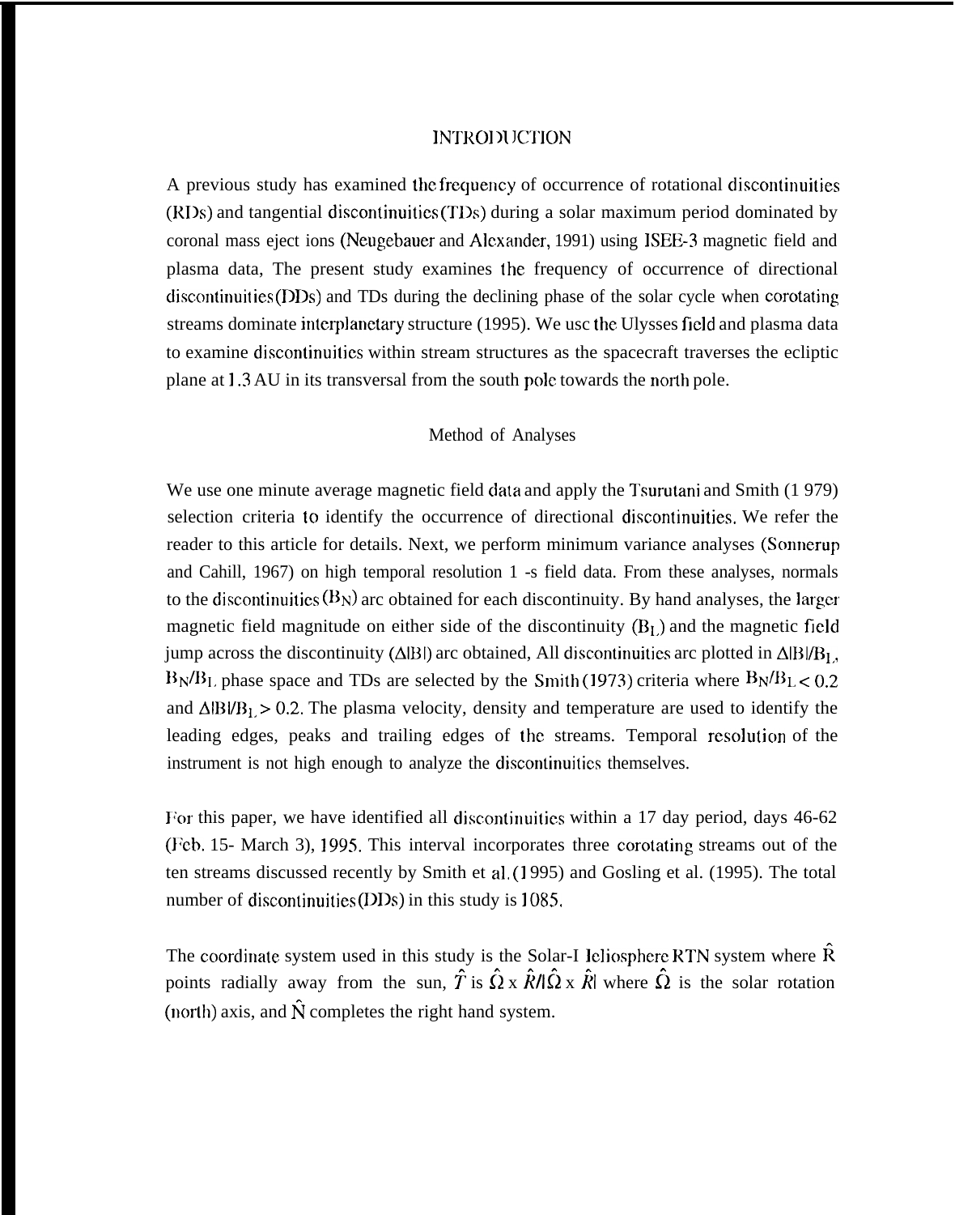## INTRODUCTION

A previous study has examined the frequency of occurrence of rotational discontinuities (RDs) and tangential discontinuities (TDs) during a solar maximum period dominated by coronal mass eject ions (Neugebauer and Alexander, 1991) using ISEE-3 magnetic field and plasma data, The present study examines the frequency of occurrence of directional discontinuities (DDs) and TDs during the declining phase of the solar cycle when corotating streams dominate interplanetary structure (1995). We usc the Ulysses field and plasma data to examine discontinuities within stream structures as the spacecraft traverses the ecliptic plane at 1.3 AU in its transversal from the south pole towards the north pole.

### Method of Analyses

We use one minute average magnetic field data and apply the Tsurutani and Smith (1 979) selection criteria to identify the occurrence of directional discontinuities. We refer the reader to this article for details. Next, we perform minimum variance analyses (Sonnerup and Cahill, 1967) on high temporal resolution 1 -s field data. From these analyses, normals to the discontinuities ($B_N$) arc obtained for each discontinuity. By hand analyses, the larger magnetic field magnitude on either side of the discontinuity ($B_L$) and the magnetic field jump across the discontinuity ($\Delta|B|$) arc obtained, All discontinuities arc plotted in $\Delta|B|/B_L$, $B_N/B_L$ phase space and TDs are selected by the Smith (1973) criteria where $B_N/B_L < 0.2$ and $\Delta|B|/B_L > 0.2$. The plasma velocity, density and temperature are used to identify the leading edges, peaks and trailing edges of the streams. Temporal resolution of the instrument is not high enough to analyze the discontinuities themselves.

For this paper, we have identified all discontinuities within a 17 day period, days 46-62 (Feb. 15- March 3), 1995. This interval incorporates three corotating streams out of the ten streams discussed recently by Smith et al. (1995) and Gosling et al. (1995). The total number of discontinuities (DDs) in this study is 1085.

The coordinate system used in this study is the Solar-Heliosphere RTN system where $\hat{R}$ points radially away from the sun, $\hat{T}$ is $\hat{\Omega} \times \hat{R}/|\hat{\Omega} \times \hat{R}|$ where $\hat{\Omega}$ is the solar rotation (north) axis, and $\hat{N}$ completes the right hand system.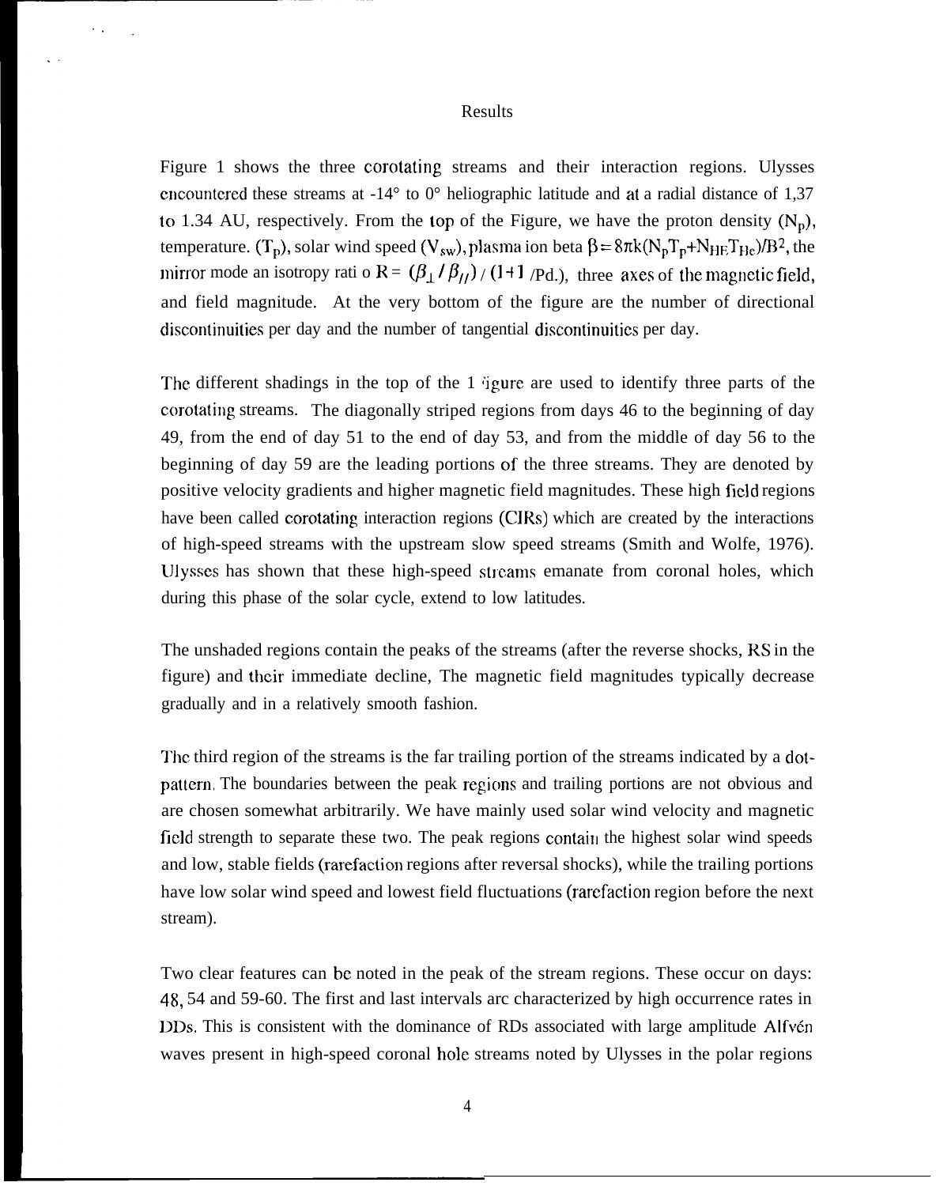# Results

Figure 1 shows the three corotating streams and their interaction regions. Ulysses encountered these streams at -14° to 0° heliographic latitude and at a radial distance of 1,37 to 1.34 AU, respectively. From the top of the Figure, we have the proton density ($N_p$), temperature. ($T_p$), solar wind speed ($V_{sw}$), plasma ion beta $\beta = 8\pi k(N_pT_p+N_{HE}T_{He})/B^2$, the mirror mode an isotropy rati o $R = (\beta_\perp / \beta_{//}) / (1+1$ /Pd.), three axes of the magnetic field, and field magnitude. At the very bottom of the figure are the number of directional discontinuities per day and the number of tangential discontinuities per day.

The different shadings in the top of the Figure are used to identify three parts of the corotating streams. The diagonally striped regions from days 46 to the beginning of day 49, from the end of day 51 to the end of day 53, and from the middle of day 56 to the beginning of day 59 are the leading portions of the three streams. They are denoted by positive velocity gradients and higher magnetic field magnitudes. These high field regions have been called corotating interaction regions (CIRs) which are created by the interactions of high-speed streams with the upstream slow speed streams (Smith and Wolfe, 1976). Ulysses has shown that these high-speed streams emanate from coronal holes, which during this phase of the solar cycle, extend to low latitudes.

The unshaded regions contain the peaks of the streams (after the reverse shocks, RS in the figure) and their immediate decline, The magnetic field magnitudes typically decrease gradually and in a relatively smooth fashion.

The third region of the streams is the far trailing portion of the streams indicated by a dot-pattern. The boundaries between the peak regions and trailing portions are not obvious and are chosen somewhat arbitrarily. We have mainly used solar wind velocity and magnetic field strength to separate these two. The peak regions contain the highest solar wind speeds and low, stable fields (rarefaction regions after reversal shocks), while the trailing portions have low solar wind speed and lowest field fluctuations (rarefaction region before the next stream).

Two clear features can be noted in the peak of the stream regions. These occur on days: 48, 54 and 59-60. The first and last intervals arc characterized by high occurrence rates in DDs. This is consistent with the dominance of RDs associated with large amplitude Alfvén waves present in high-speed coronal hole streams noted by Ulysses in the polar regions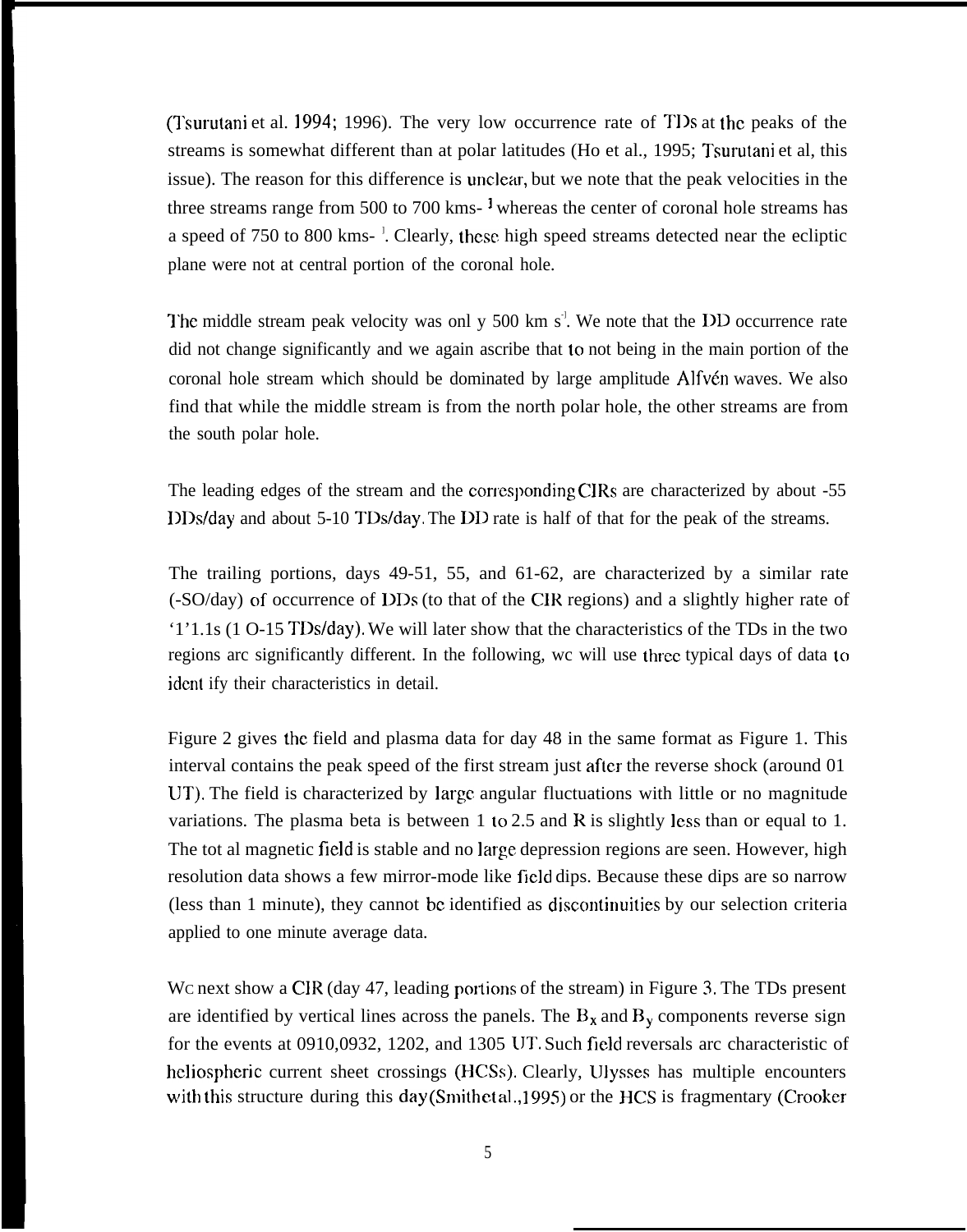(Tsurutani et al. 1994; 1996). The very low occurrence rate of TDs at the peaks of the streams is somewhat different than at polar latitudes (Ho et al., 1995; Tsurutani et al, this issue). The reason for this difference is unclear, but we note that the peak velocities in the three streams range from 500 to 700 kms$^{-1}$ whereas the center of coronal hole streams has a speed of 750 to 800 kms$^{-1}$. Clearly, these high speed streams detected near the ecliptic plane were not at central portion of the coronal hole.

The middle stream peak velocity was onl y 500 km s$^{-1}$. We note that the DD occurrence rate did not change significantly and we again ascribe that to not being in the main portion of the coronal hole stream which should be dominated by large amplitude Alfvén waves. We also find that while the middle stream is from the north polar hole, the other streams are from the south polar hole.

The leading edges of the stream and the corresponding CIRs are characterized by about -55 DDs/day and about 5-10 TDs/day. The DD rate is half of that for the peak of the streams.

The trailing portions, days 49-51, 55, and 61-62, are characterized by a similar rate (-SO/day) of occurrence of DDs (to that of the CIR regions) and a slightly higher rate of '1'1.1s (1 O-15 TDs/day). We will later show that the characteristics of the TDs in the two regions arc significantly different. In the following, wc will use three typical days of data to ident ify their characteristics in detail.

Figure 2 gives the field and plasma data for day 48 in the same format as Figure 1. This interval contains the peak speed of the first stream just after the reverse shock (around 01 UT). The field is characterized by large angular fluctuations with little or no magnitude variations. The plasma beta is between 1 to 2.5 and R is slightly less than or equal to 1. The tot al magnetic field is stable and no large depression regions are seen. However, high resolution data shows a few mirror-mode like field dips. Because these dips are so narrow (less than 1 minute), they cannot be identified as discontinuities by our selection criteria applied to one minute average data.

Wc next show a CIR (day 47, leading portions of the stream) in Figure 3. The TDs present are identified by vertical lines across the panels. The $B_x$ and $B_y$ components reverse sign for the events at 0910,0932, 1202, and 1305 UT. Such field reversals arc characteristic of heliospheric current sheet crossings (HCSs). Clearly, Ulysses has multiple encounters with this structure during this day (Smith et al., 1995) or the HCS is fragmentary (Crooker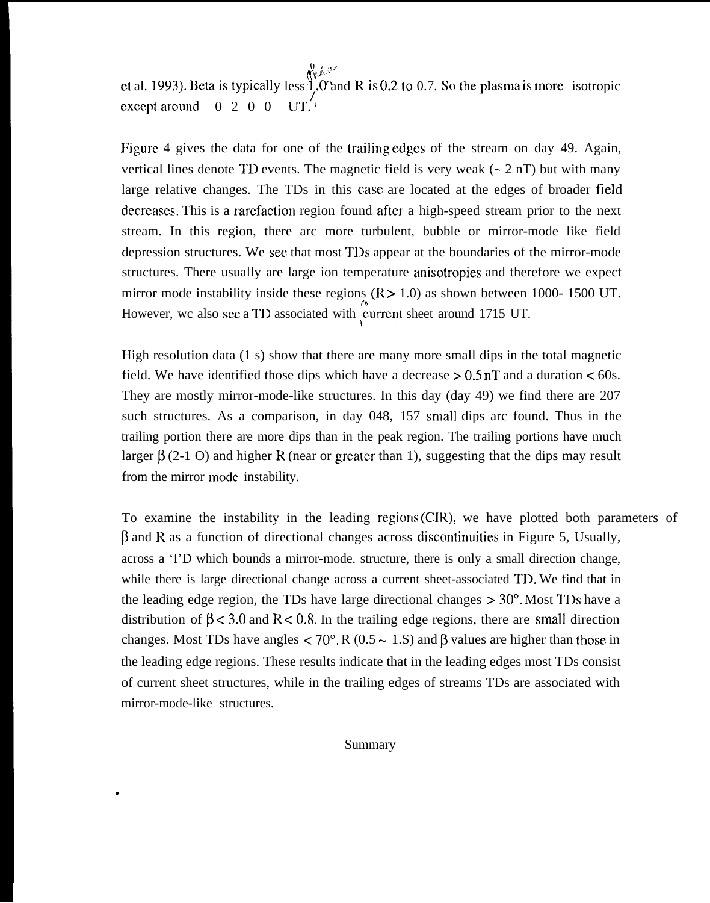et al. 1993). Beta is typically less 1.0 and R is 0.2 to 0.7. So the plasma is more isotropic except around 0200 UT.

Figure 4 gives the data for one of the trailing edges of the stream on day 49. Again, vertical lines denote TD events. The magnetic field is very weak (~ 2 nT) but with many large relative changes. The TDs in this case are located at the edges of broader field decreases. This is a rarefaction region found after a high-speed stream prior to the next stream. In this region, there are more turbulent, bubble or mirror-mode like field depression structures. We see that most TDs appear at the boundaries of the mirror-mode structures. There usually are large ion temperature anisotropies and therefore we expect mirror mode instability inside these regions ($R > 1.0$) as shown between 1000- 1500 UT. However, we also see a TD associated with current sheet around 1715 UT.

High resolution data (1 s) show that there are many more small dips in the total magnetic field. We have identified those dips which have a decrease > 0.5 nT and a duration < 60s. They are mostly mirror-mode-like structures. In this day (day 49) we find there are 207 such structures. As a comparison, in day 048, 157 small dips are found. Thus in the trailing portion there are more dips than in the peak region. The trailing portions have much larger $\beta$ (2-10) and higher R (near or greater than 1), suggesting that the dips may result from the mirror mode instability.

To examine the instability in the leading regions (CIR), we have plotted both parameters of $\beta$ and R as a function of directional changes across discontinuities in Figure 5. Usually, across a TD which bounds a mirror-mode. structure, there is only a small direction change, while there is large directional change across a current sheet-associated TD. We find that in the leading edge region, the TDs have large directional changes > 30°. Most TDs have a distribution of $\beta < 3.0$ and $R < 0.8$. In the trailing edge regions, there are small direction changes. Most TDs have angles < 70°. R (0.5 ~ 1.5) and $\beta$ values are higher than those in the leading edge regions. These results indicate that in the leading edges most TDs consist of current sheet structures, while in the trailing edges of streams TDs are associated with mirror-mode-like structures.

## Summary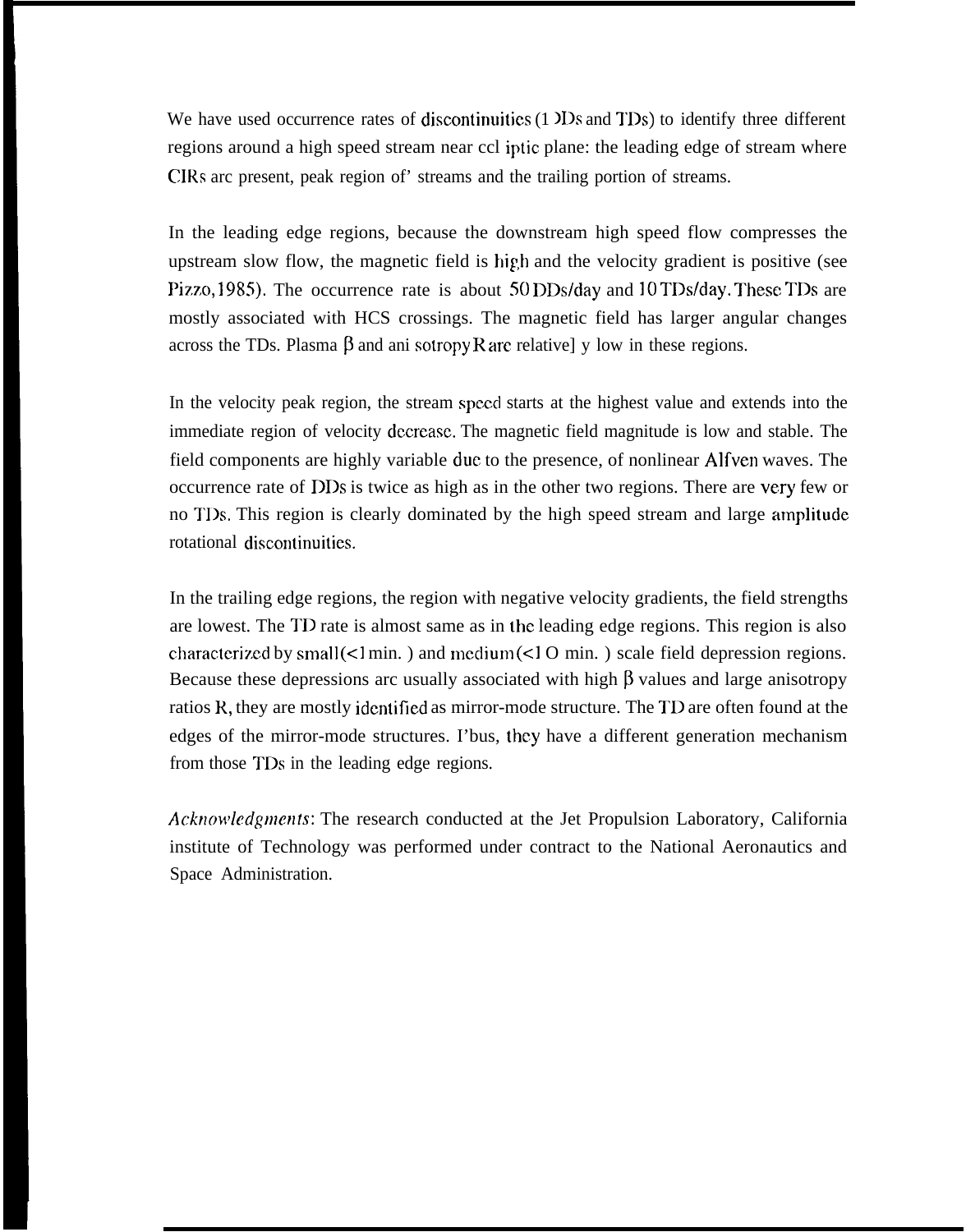We have used occurrence rates of discontinuities (DDs and TDs) to identify three different regions around a high speed stream near ecliptic plane: the leading edge of stream where CIRs are present, peak region of streams and the trailing portion of streams.

In the leading edge regions, because the downstream high speed flow compresses the upstream slow flow, the magnetic field is high and the velocity gradient is positive (see Pizzo, 1985). The occurrence rate is about 50 DDs/day and 10 TDs/day. These TDs are mostly associated with HCS crossings. The magnetic field has larger angular changes across the TDs. Plasma $\beta$ and anisotropy R are relatively low in these regions.

In the velocity peak region, the stream speed starts at the highest value and extends into the immediate region of velocity decrease. The magnetic field magnitude is low and stable. The field components are highly variable due to the presence, of nonlinear Alfven waves. The occurrence rate of DDs is twice as high as in the other two regions. There are very few or no TDs. This region is clearly dominated by the high speed stream and large amplitude rotational discontinuities.

In the trailing edge regions, the region with negative velocity gradients, the field strengths are lowest. The TD rate is almost same as in the leading edge regions. This region is also characterized by small (<1 min. ) and medium (<10 min. ) scale field depression regions. Because these depressions are usually associated with high $\beta$ values and large anisotropy ratios R, they are mostly identified as mirror-mode structure. The TD are often found at the edges of the mirror-mode structures. Thus, they have a different generation mechanism from those TDs in the leading edge regions.

*Acknowledgments*: The research conducted at the Jet Propulsion Laboratory, California institute of Technology was performed under contract to the National Aeronautics and Space Administration.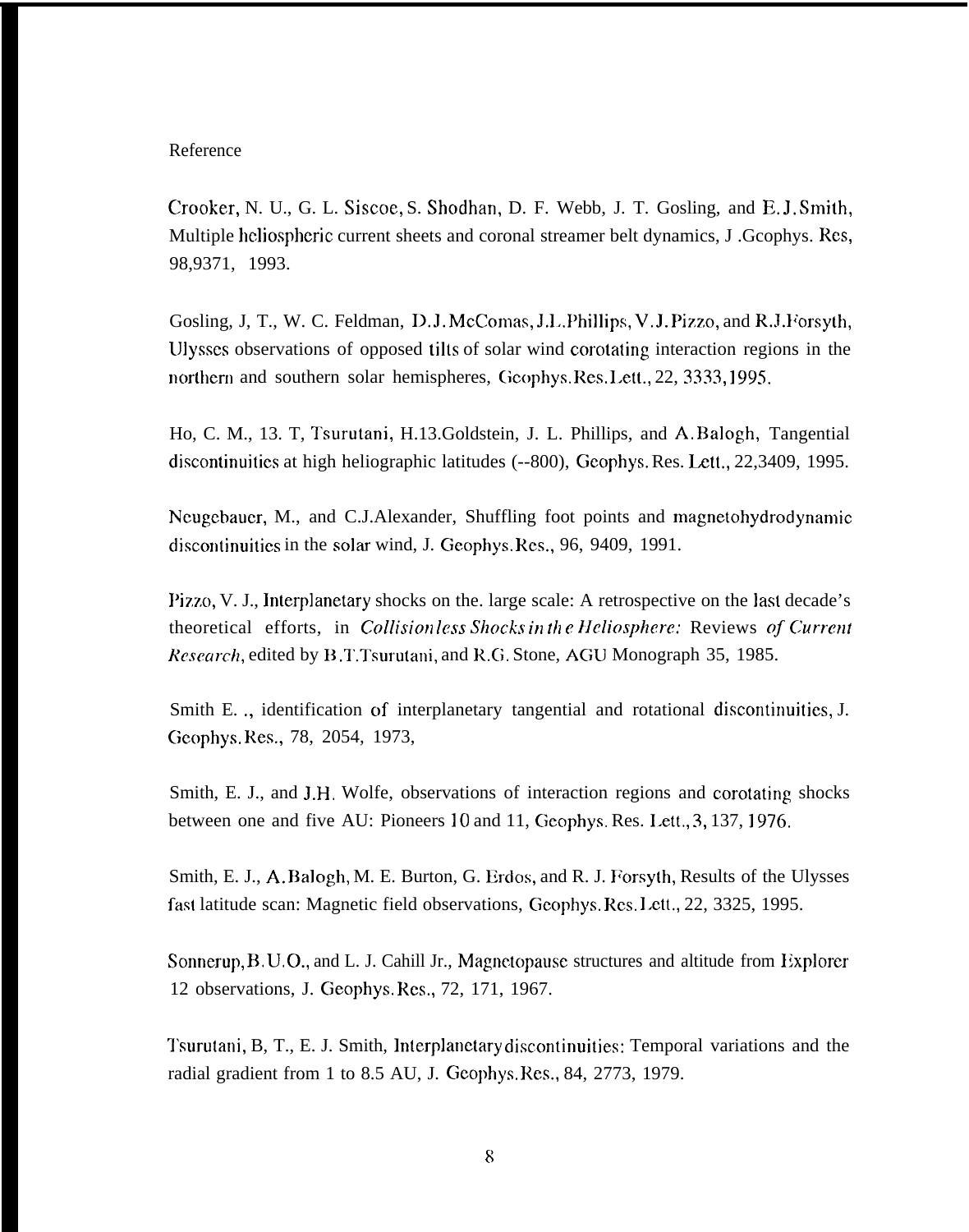Reference

Crooker, N. U., G. L. Siscoe, S. Shodhan, D. F. Webb, J. T. Gosling, and E.J.Smith, Multiple heliospheric current sheets and coronal streamer belt dynamics, J .Gcophys. Res, 98,9371, 1993.

Gosling, J, T., W. C. Feldman, D.J.McComas, J.L.Phillips, V.J.Pizzo, and R.J.Forsyth, Ulysses observations of opposed tilts of solar wind corotating interaction regions in the northern and southern solar hemispheres, Geophys.Res.Lett., 22, 3333,1995.

Ho, C. M., 13. T, Tsurutani, H.13.Goldstein, J. L. Phillips, and A.Balogh, Tangential discontinuities at high heliographic latitudes (--800), Geophys. Res. Lett., 22,3409, 1995.

Neugebauer, M., and C.J.Alexander, Shuffling foot points and magnetohydrodynamic discontinuities in the solar wind, J. Geophys.Res., 96, 9409, 1991.

Pizzo, V. J., Interplanetary shocks on the. large scale: A retrospective on the last decade's theoretical efforts, in *Collisionless Shocks in the Heliosphere:* Reviews *of Current Research*, edited by B.T.Tsurutani, and R.G. Stone, AGU Monograph 35, 1985.

Smith E. ., identification of interplanetary tangential and rotational discontinuities, J. Geophys.Res., 78, 2054, 1973,

Smith, E. J., and J.H. Wolfe, observations of interaction regions and corotating shocks between one and five AU: Pioneers 10 and 11, Geophys. Res. Lett.,3, 137, 1976.

Smith, E. J., A.Balogh, M. E. Burton, G. Erdos, and R. J. Forsyth, Results of the Ulysses fast latitude scan: Magnetic field observations, Geophys.Res.Lett., 22, 3325, 1995.

Sonnerup, B.U.O., and L. J. Cahill Jr., Magnetopause structures and altitude from Explorer 12 observations, J. Geophys.Res., 72, 171, 1967.

Tsurutani, B, T., E. J. Smith, Interplanetary discontinuities: Temporal variations and the radial gradient from 1 to 8.5 AU, J. Geophys.Res., 84, 2773, 1979.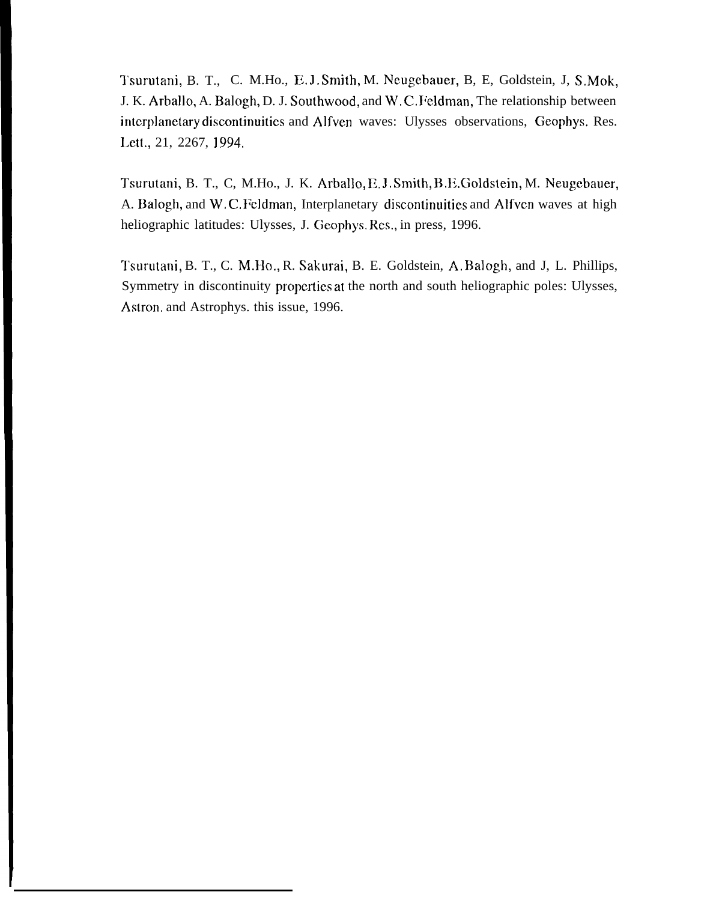Tsurutani, B. T., C. M.Ho., E.J.Smith, M. Neugebauer, B, E, Goldstein, J, S.Mok, J. K. Arballo, A. Balogh, D. J. Southwood, and W.C.Feldman, The relationship between interplanetary discontinuities and Alfven waves: Ulysses observations, Geophys. Res. Lett., 21, 2267, 1994.

Tsurutani, B. T., C, M.Ho., J. K. Arballo, E.J.Smith, B.E.Goldstein, M. Neugebauer, A. Balogh, and W.C.Feldman, Interplanetary discontinuities and Alfven waves at high heliographic latitudes: Ulysses, J. Geophys. Res., in press, 1996.

Tsurutani, B. T., C. M.Ho., R. Sakurai, B. E. Goldstein, A.Balogh, and J, L. Phillips, Symmetry in discontinuity properties at the north and south heliographic poles: Ulysses, Astron. and Astrophys. this issue, 1996.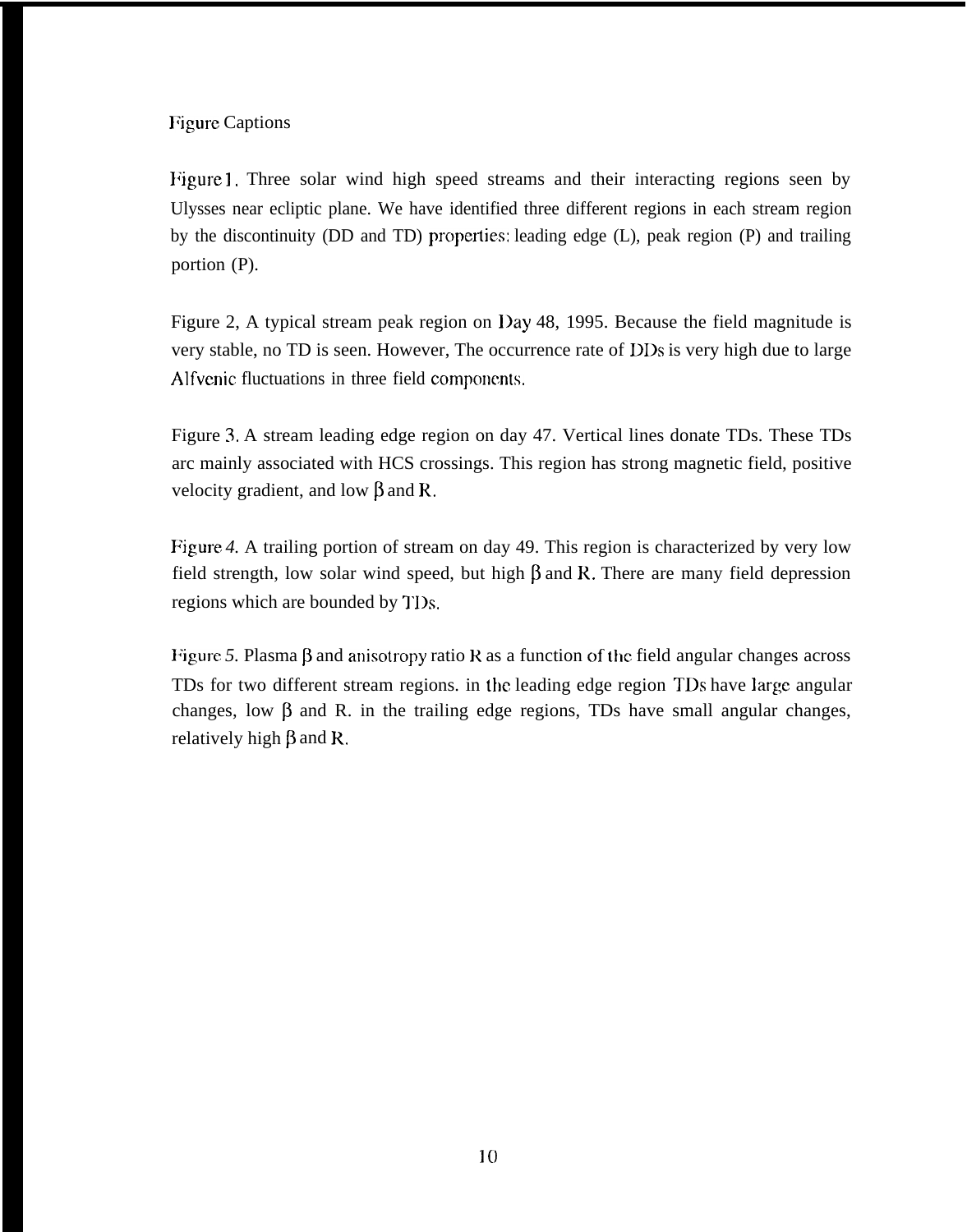# Figure Captions

Figure 1. Three solar wind high speed streams and their interacting regions seen by Ulysses near ecliptic plane. We have identified three different regions in each stream region by the discontinuity (DD and TD) properties: leading edge (L), peak region (P) and trailing portion (P).

Figure 2, A typical stream peak region on Day 48, 1995. Because the field magnitude is very stable, no TD is seen. However, The occurrence rate of DDs is very high due to large Alfvenic fluctuations in three field components.

Figure 3. A stream leading edge region on day 47. Vertical lines donate TDs. These TDs arc mainly associated with HCS crossings. This region has strong magnetic field, positive velocity gradient, and low $\beta$ and R.

Figure *4.* A trailing portion of stream on day 49. This region is characterized by very low field strength, low solar wind speed, but high $\beta$ and R. There are many field depression regions which are bounded by TDs.

Figure *5.* Plasma $\beta$ and anisotropy ratio R as a function of the field angular changes across TDs for two different stream regions. in the leading edge region TDs have large angular changes, low $\beta$ and R. in the trailing edge regions, TDs have small angular changes, relatively high $\beta$ and R.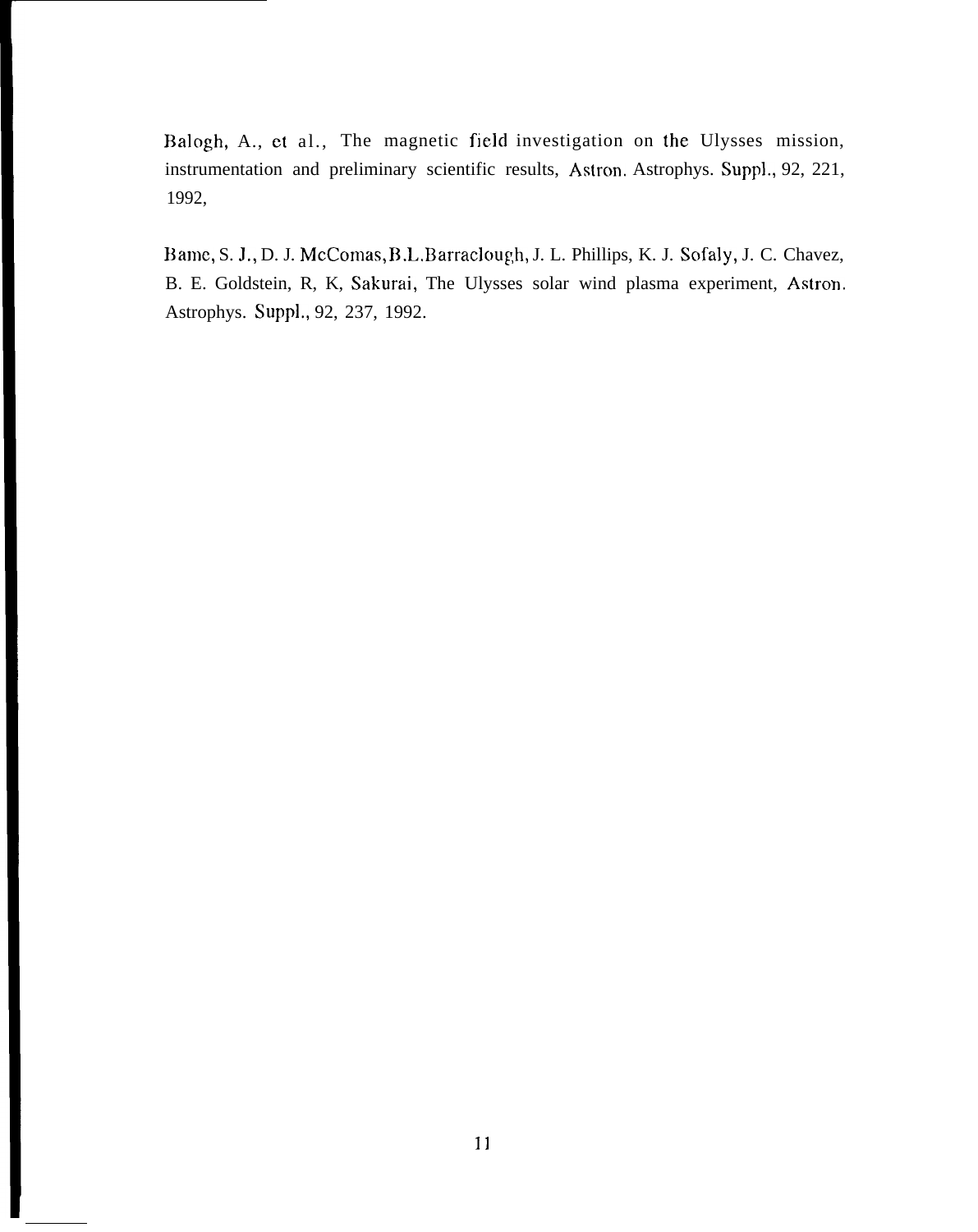Balogh, A., et al., The magnetic field investigation on the Ulysses mission, instrumentation and preliminary scientific results, Astron. Astrophys. Suppl., 92, 221, 1992,

Bame, S. J., D. J. McComas, B.L.Barraclough, J. L. Phillips, K. J. Sofaly, J. C. Chavez, B. E. Goldstein, R, K, Sakurai, The Ulysses solar wind plasma experiment, Astron. Astrophys. Suppl., 92, 237, 1992.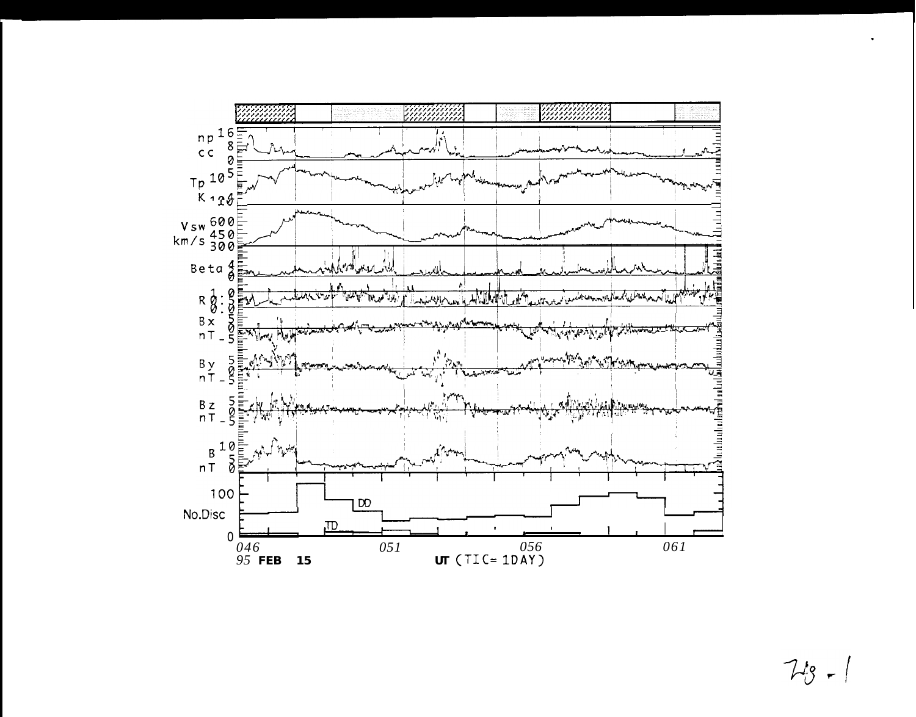Fig - 1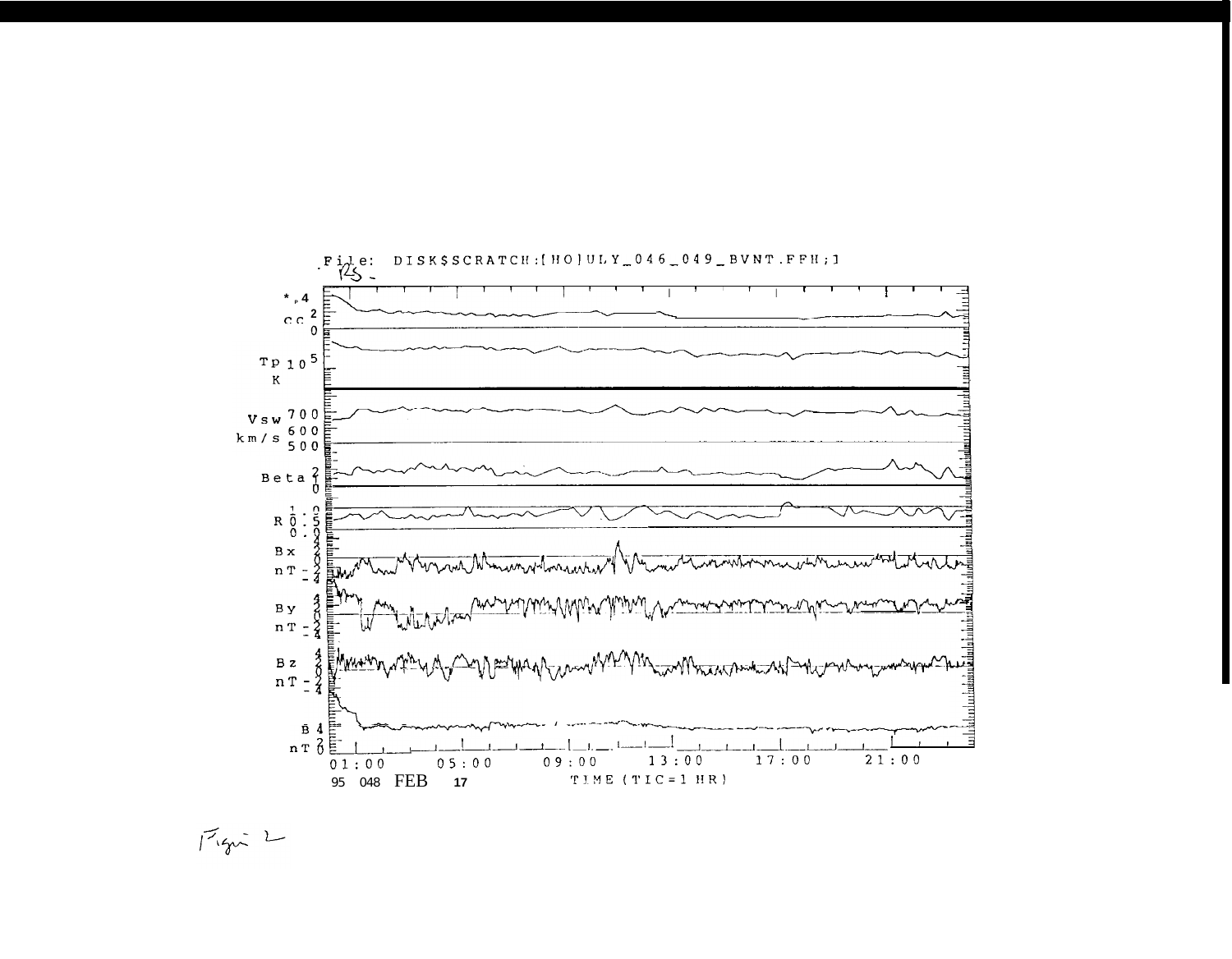File: DISK$SCRATCH:[HO]ULY_046_049_BVNT.FFH;1

Figure 2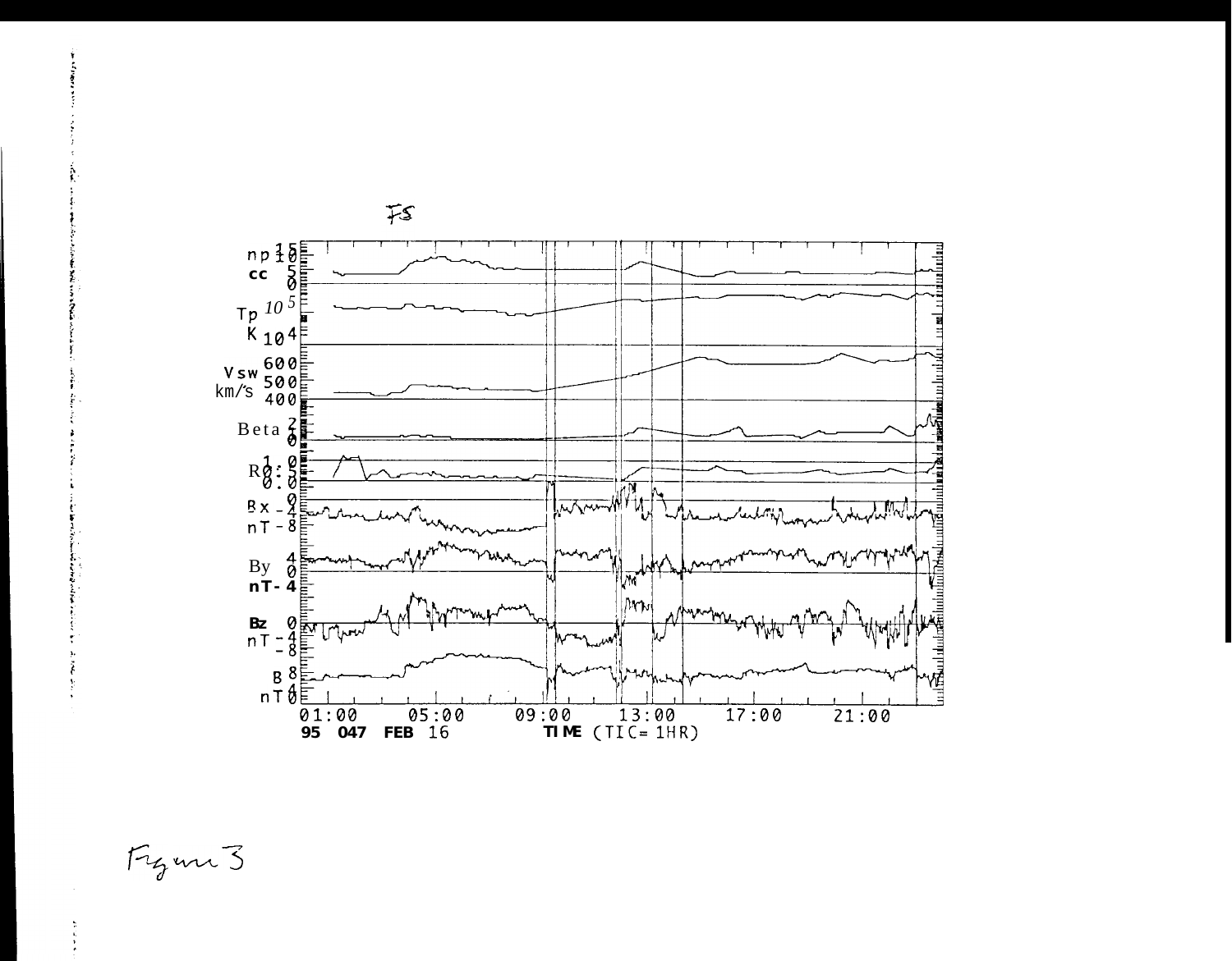Figure 3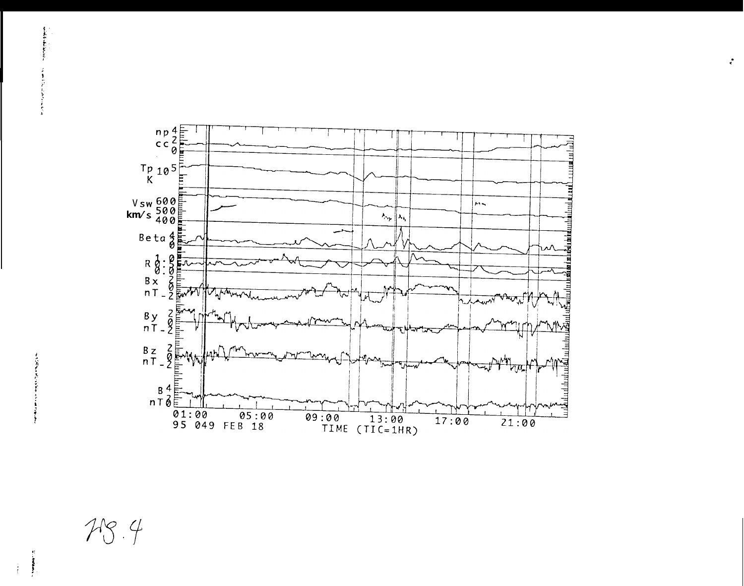np 4
cc 2
0

Tp $10^5$
K

Vsw 600
km/s 500
400

Beta 4
2
0

R 1.0
0.5
0.0

Bx 2
0
nT -2

By 2
0
nT -2

Bz 2
0
nT -2

B 4
2
nT 0

01:00 05:00 09:00 13:00 17:00 21:00
95 049 FEB 18 TIME (TIC=1HR)

Fig. 4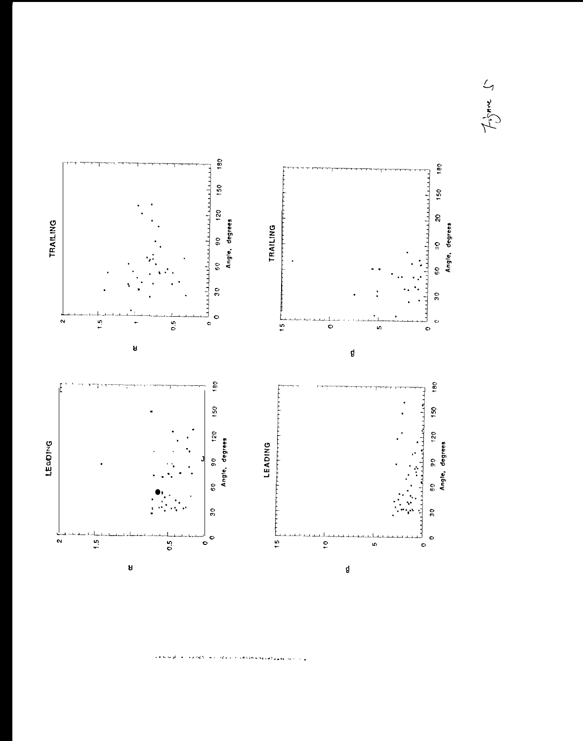LEADING

R

2

1.5

0.5

0

0 30 60 90 120 150 180

Angle, degrees

TRAILING

R

2

1.5

0.5

0

0 30 60 90 120 150 180

Angle, degrees

LEADING

β

15

10

5

0

0 30 60 90 120 150 180

Angle, degrees

TRAILING

β

15

0

5

0

0 30 60 90 120 150 180

Angle, degrees

Figure 5